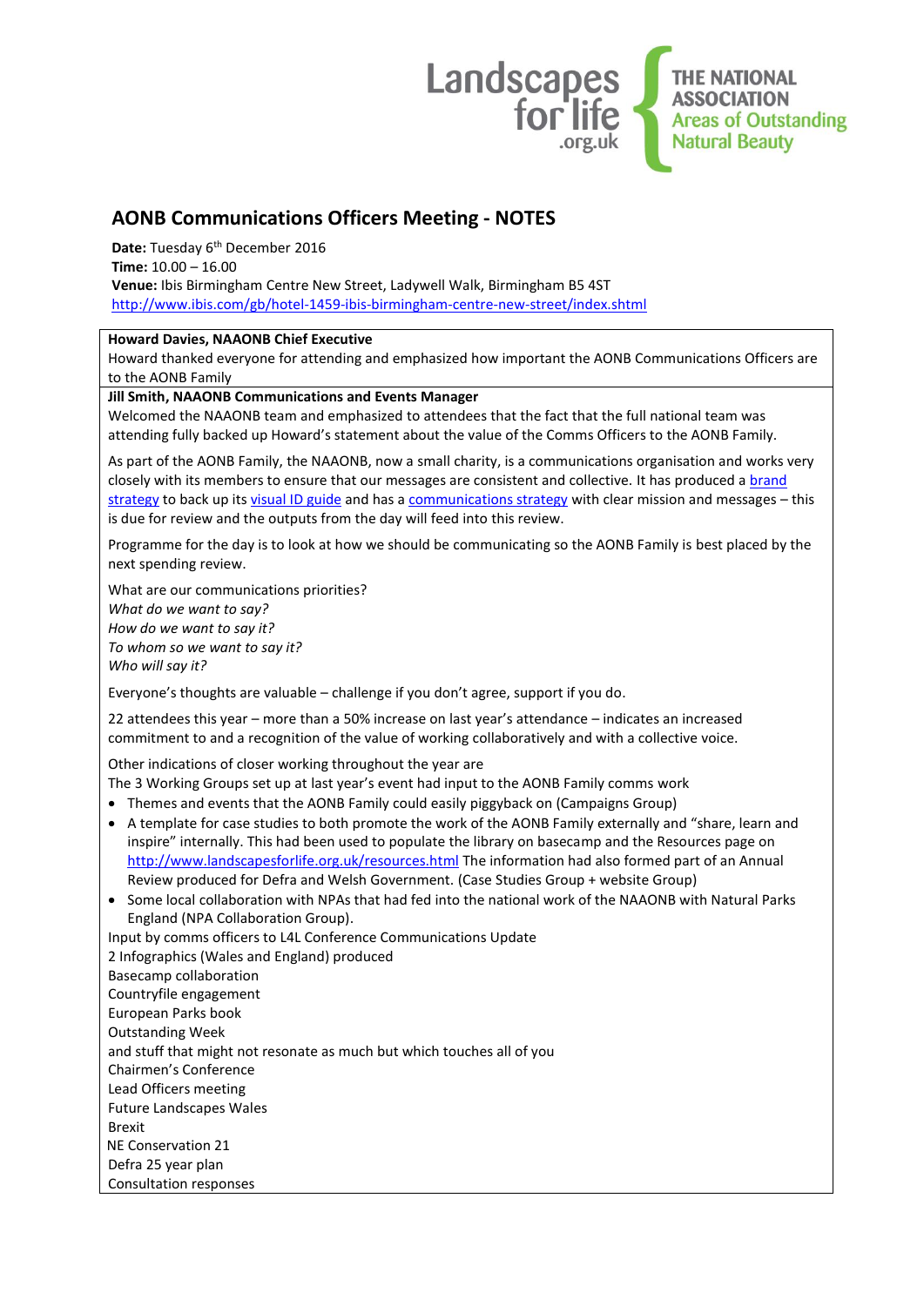Landscapes for life .org.uk | THE NATIONAL ASSOCIATION Areas of Outstanding Natural Beauty

# AONB Communications Officers Meeting - NOTES

**Date:** Tuesday 6th December 2016
**Time:** 10.00 – 16.00
**Venue:** Ibis Birmingham Centre New Street, Ladywell Walk, Birmingham B5 4ST
http://www.ibis.com/gb/hotel-1459-ibis-birmingham-centre-new-street/index.shtml

**Howard Davies, NAAONB Chief Executive**

Howard thanked everyone for attending and emphasized how important the AONB Communications Officers are to the AONB Family

**Jill Smith, NAAONB Communications and Events Manager**

Welcomed the NAAONB team and emphasized to attendees that the fact that the full national team was attending fully backed up Howard's statement about the value of the Comms Officers to the AONB Family.

As part of the AONB Family, the NAAONB, now a small charity, is a communications organisation and works very closely with its members to ensure that our messages are consistent and collective. It has produced a brand strategy to back up its visual ID guide and has a communications strategy with clear mission and messages – this is due for review and the outputs from the day will feed into this review.

Programme for the day is to look at how we should be communicating so the AONB Family is best placed by the next spending review.

What are our communications priorities?
*What do we want to say?*
*How do we want to say it?*
*To whom so we want to say it?*
*Who will say it?*

Everyone's thoughts are valuable – challenge if you don't agree, support if you do.

22 attendees this year – more than a 50% increase on last year's attendance – indicates an increased commitment to and a recognition of the value of working collaboratively and with a collective voice.

Other indications of closer working throughout the year are
The 3 Working Groups set up at last year's event had input to the AONB Family comms work

- Themes and events that the AONB Family could easily piggyback on (Campaigns Group)
- A template for case studies to both promote the work of the AONB Family externally and "share, learn and inspire" internally. This had been used to populate the library on basecamp and the Resources page on http://www.landscapesforlife.org.uk/resources.html The information had also formed part of an Annual Review produced for Defra and Welsh Government. (Case Studies Group + website Group)
- Some local collaboration with NPAs that had fed into the national work of the NAAONB with Natural Parks England (NPA Collaboration Group).

Input by comms officers to L4L Conference Communications Update
2 Infographics (Wales and England) produced
Basecamp collaboration
Countryfile engagement
European Parks book
Outstanding Week
and stuff that might not resonate as much but which touches all of you
Chairmen's Conference
Lead Officers meeting
Future Landscapes Wales
Brexit
NE Conservation 21
Defra 25 year plan
Consultation responses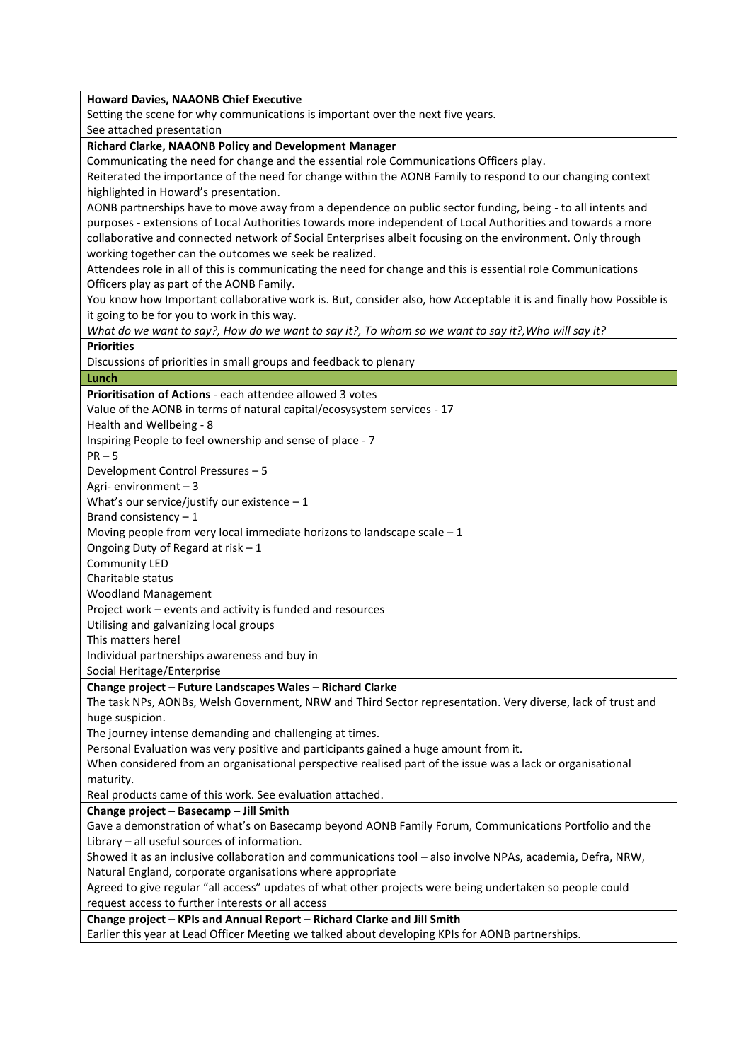**Howard Davies, NAAONB Chief Executive**

Setting the scene for why communications is important over the next five years.

See attached presentation

**Richard Clarke, NAAONB Policy and Development Manager**

Communicating the need for change and the essential role Communications Officers play.

Reiterated the importance of the need for change within the AONB Family to respond to our changing context highlighted in Howard's presentation.

AONB partnerships have to move away from a dependence on public sector funding, being - to all intents and purposes - extensions of Local Authorities towards more independent of Local Authorities and towards a more collaborative and connected network of Social Enterprises albeit focusing on the environment. Only through working together can the outcomes we seek be realized.

Attendees role in all of this is communicating the need for change and this is essential role Communications Officers play as part of the AONB Family.

You know how Important collaborative work is. But, consider also, how Acceptable it is and finally how Possible is it going to be for you to work in this way.

*What do we want to say?, How do we want to say it?, To whom so we want to say it?,Who will say it?*

**Priorities**

Discussions of priorities in small groups and feedback to plenary

**Lunch**

**Prioritisation of Actions** - each attendee allowed 3 votes

Value of the AONB in terms of natural capital/ecosysystem services - 17

Health and Wellbeing - 8

Inspiring People to feel ownership and sense of place - 7

PR – 5

Development Control Pressures – 5

Agri- environment – 3

What's our service/justify our existence – 1

Brand consistency – 1

Moving people from very local immediate horizons to landscape scale – 1

Ongoing Duty of Regard at risk – 1

Community LED

Charitable status

Woodland Management

Project work – events and activity is funded and resources

Utilising and galvanizing local groups

This matters here!

Individual partnerships awareness and buy in

Social Heritage/Enterprise

**Change project – Future Landscapes Wales – Richard Clarke**

The task NPs, AONBs, Welsh Government, NRW and Third Sector representation. Very diverse, lack of trust and huge suspicion.

The journey intense demanding and challenging at times.

Personal Evaluation was very positive and participants gained a huge amount from it.

When considered from an organisational perspective realised part of the issue was a lack or organisational maturity.

Real products came of this work. See evaluation attached.

**Change project – Basecamp – Jill Smith**

Gave a demonstration of what's on Basecamp beyond AONB Family Forum, Communications Portfolio and the Library – all useful sources of information.

Showed it as an inclusive collaboration and communications tool – also involve NPAs, academia, Defra, NRW, Natural England, corporate organisations where appropriate

Agreed to give regular "all access" updates of what other projects were being undertaken so people could request access to further interests or all access

**Change project – KPIs and Annual Report – Richard Clarke and Jill Smith**

Earlier this year at Lead Officer Meeting we talked about developing KPIs for AONB partnerships.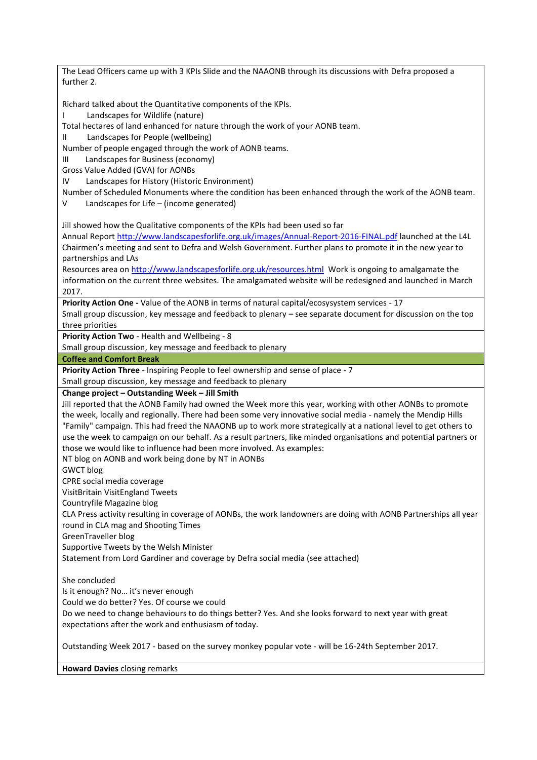The Lead Officers came up with 3 KPIs Slide and the NAAONB through its discussions with Defra proposed a further 2.

Richard talked about the Quantitative components of the KPIs.

I Landscapes for Wildlife (nature)

Total hectares of land enhanced for nature through the work of your AONB team.

II Landscapes for People (wellbeing)

Number of people engaged through the work of AONB teams.

III Landscapes for Business (economy)

Gross Value Added (GVA) for AONBs

IV Landscapes for History (Historic Environment)

Number of Scheduled Monuments where the condition has been enhanced through the work of the AONB team.

V Landscapes for Life – (income generated)

Jill showed how the Qualitative components of the KPIs had been used so far

Annual Report http://www.landscapesforlife.org.uk/images/Annual-Report-2016-FINAL.pdf launched at the L4L Chairmen's meeting and sent to Defra and Welsh Government. Further plans to promote it in the new year to partnerships and LAs

Resources area on http://www.landscapesforlife.org.uk/resources.html Work is ongoing to amalgamate the information on the current three websites. The amalgamated website will be redesigned and launched in March 2017.

**Priority Action One -** Value of the AONB in terms of natural capital/ecosysystem services - 17

Small group discussion, key message and feedback to plenary – see separate document for discussion on the top three priorities

**Priority Action Two** - Health and Wellbeing - 8

Small group discussion, key message and feedback to plenary

**Coffee and Comfort Break**

**Priority Action Three** - Inspiring People to feel ownership and sense of place - 7

Small group discussion, key message and feedback to plenary

**Change project – Outstanding Week – Jill Smith**

Jill reported that the AONB Family had owned the Week more this year, working with other AONBs to promote the week, locally and regionally. There had been some very innovative social media - namely the Mendip Hills "Family" campaign. This had freed the NAAONB up to work more strategically at a national level to get others to use the week to campaign on our behalf. As a result partners, like minded organisations and potential partners or those we would like to influence had been more involved. As examples:

NT blog on AONB and work being done by NT in AONBs

GWCT blog

CPRE social media coverage

VisitBritain VisitEngland Tweets

Countryfile Magazine blog

CLA Press activity resulting in coverage of AONBs, the work landowners are doing with AONB Partnerships all year round in CLA mag and Shooting Times

GreenTraveller blog

Supportive Tweets by the Welsh Minister

Statement from Lord Gardiner and coverage by Defra social media (see attached)

She concluded

Is it enough? No… it's never enough

Could we do better? Yes. Of course we could

Do we need to change behaviours to do things better? Yes. And she looks forward to next year with great expectations after the work and enthusiasm of today.

Outstanding Week 2017 - based on the survey monkey popular vote - will be 16-24th September 2017.

**Howard Davies** closing remarks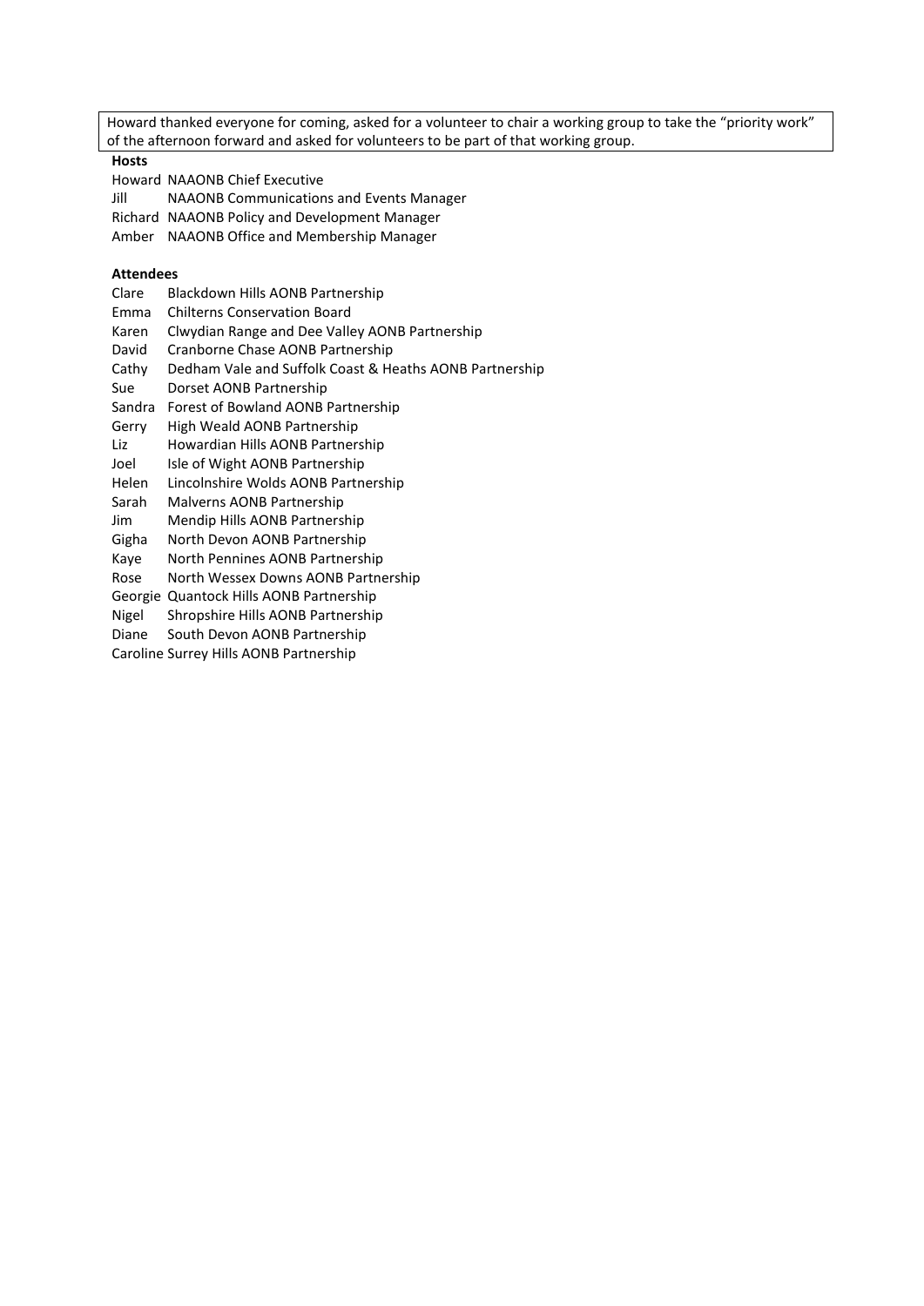Howard thanked everyone for coming, asked for a volunteer to chair a working group to take the "priority work" of the afternoon forward and asked for volunteers to be part of that working group.

**Hosts**

| | |
|---|---|
| Howard | NAAONB Chief Executive |
| Jill | NAAONB Communications and Events Manager |
| Richard | NAAONB Policy and Development Manager |
| Amber | NAAONB Office and Membership Manager |

**Attendees**

| | |
|---|---|
| Clare | Blackdown Hills AONB Partnership |
| Emma | Chilterns Conservation Board |
| Karen | Clwydian Range and Dee Valley AONB Partnership |
| David | Cranborne Chase AONB Partnership |
| Cathy | Dedham Vale and Suffolk Coast & Heaths AONB Partnership |
| Sue | Dorset AONB Partnership |
| Sandra | Forest of Bowland AONB Partnership |
| Gerry | High Weald AONB Partnership |
| Liz | Howardian Hills AONB Partnership |
| Joel | Isle of Wight AONB Partnership |
| Helen | Lincolnshire Wolds AONB Partnership |
| Sarah | Malverns AONB Partnership |
| Jim | Mendip Hills AONB Partnership |
| Gigha | North Devon AONB Partnership |
| Kaye | North Pennines AONB Partnership |
| Rose | North Wessex Downs AONB Partnership |
| Georgie | Quantock Hills AONB Partnership |
| Nigel | Shropshire Hills AONB Partnership |
| Diane | South Devon AONB Partnership |
| Caroline | Surrey Hills AONB Partnership |